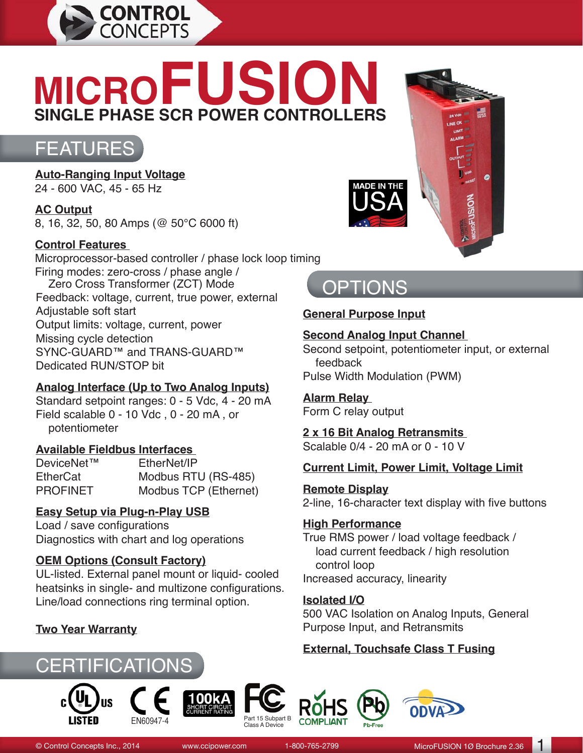# MICROFUSION

## SINGLE PHASE SCR POWER CONTROLLERS

## FEATURES

**Auto-Ranging Input Voltage**
24 - 600 VAC, 45 - 65 Hz

**AC Output**
8, 16, 32, 50, 80 Amps (@ 50°C 6000 ft)

**Control Features**
Microprocessor-based controller / phase lock loop timing
Firing modes: zero-cross / phase angle / Zero Cross Transformer (ZCT) Mode
Feedback: voltage, current, true power, external
Adjustable soft start
Output limits: voltage, current, power
Missing cycle detection
SYNC-GUARD™ and TRANS-GUARD™
Dedicated RUN/STOP bit

**Analog Interface (Up to Two Analog Inputs)**
Standard setpoint ranges: 0 - 5 Vdc, 4 - 20 mA
Field scalable 0 - 10 Vdc , 0 - 20 mA , or potentiometer

**Available Fieldbus Interfaces**

| | |
|---|---|
| DeviceNet™ | EtherNet/IP |
| EtherCat | Modbus RTU (RS-485) |
| PROFINET | Modbus TCP (Ethernet) |

**Easy Setup via Plug-n-Play USB**
Load / save configurations
Diagnostics with chart and log operations

**OEM Options (Consult Factory)**
UL-listed. External panel mount or liquid- cooled heatsinks in single- and multizone configurations. Line/load connections ring terminal option.

**Two Year Warranty**

## OPTIONS

**General Purpose Input**

**Second Analog Input Channel**
Second setpoint, potentiometer input, or external feedback
Pulse Width Modulation (PWM)

**Alarm Relay**
Form C relay output

**2 x 16 Bit Analog Retransmits**
Scalable 0/4 - 20 mA or 0 - 10 V

**Current Limit, Power Limit, Voltage Limit**

**Remote Display**
2-line, 16-character text display with five buttons

**High Performance**
True RMS power / load voltage feedback / load current feedback / high resolution control loop
Increased accuracy, linearity

**Isolated I/O**
500 VAC Isolation on Analog Inputs, General Purpose Input, and Retransmits

**External, Touchsafe Class T Fusing**

## CERTIFICATIONS

cULus LISTED · CE EN60947-4 · 100kA SHORT CIRCUIT CURRENT RATING · FC Part 15 Subpart B Class A Device · RoHS COMPLIANT · Pb-Free · ODVA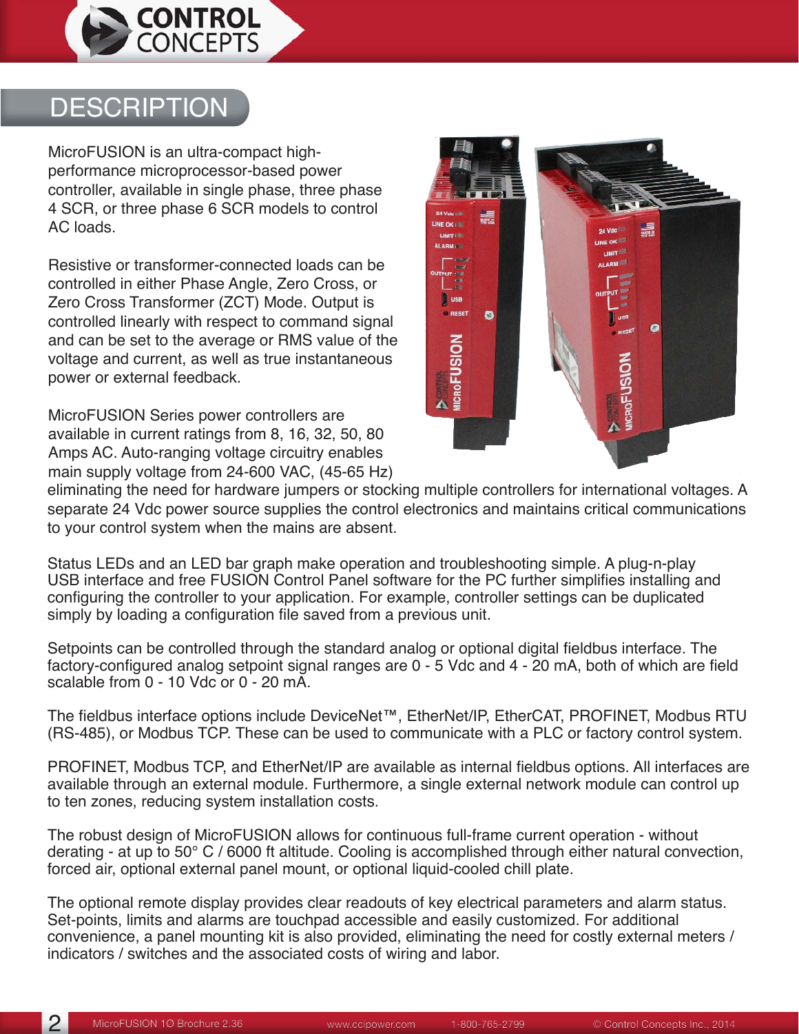# DESCRIPTION

MicroFUSION is an ultra-compact high-performance microprocessor-based power controller, available in single phase, three phase 4 SCR, or three phase 6 SCR models to control AC loads.

Resistive or transformer-connected loads can be controlled in either Phase Angle, Zero Cross, or Zero Cross Transformer (ZCT) Mode. Output is controlled linearly with respect to command signal and can be set to the average or RMS value of the voltage and current, as well as true instantaneous power or external feedback.

MicroFUSION Series power controllers are available in current ratings from 8, 16, 32, 50, 80 Amps AC. Auto-ranging voltage circuitry enables main supply voltage from 24-600 VAC, (45-65 Hz) eliminating the need for hardware jumpers or stocking multiple controllers for international voltages. A separate 24 Vdc power source supplies the control electronics and maintains critical communications to your control system when the mains are absent.

Status LEDs and an LED bar graph make operation and troubleshooting simple. A plug-n-play USB interface and free FUSION Control Panel software for the PC further simplifies installing and configuring the controller to your application. For example, controller settings can be duplicated simply by loading a configuration file saved from a previous unit.

Setpoints can be controlled through the standard analog or optional digital fieldbus interface. The factory-configured analog setpoint signal ranges are 0 - 5 Vdc and 4 - 20 mA, both of which are field scalable from 0 - 10 Vdc or 0 - 20 mA.

The fieldbus interface options include DeviceNet™, EtherNet/IP, EtherCAT, PROFINET, Modbus RTU (RS-485), or Modbus TCP. These can be used to communicate with a PLC or factory control system.

PROFINET, Modbus TCP, and EtherNet/IP are available as internal fieldbus options. All interfaces are available through an external module. Furthermore, a single external network module can control up to ten zones, reducing system installation costs.

The robust design of MicroFUSION allows for continuous full-frame current operation - without derating - at up to 50° C / 6000 ft altitude. Cooling is accomplished through either natural convection, forced air, optional external panel mount, or optional liquid-cooled chill plate.

The optional remote display provides clear readouts of key electrical parameters and alarm status. Set-points, limits and alarms are touchpad accessible and easily customized. For additional convenience, a panel mounting kit is also provided, eliminating the need for costly external meters / indicators / switches and the associated costs of wiring and labor.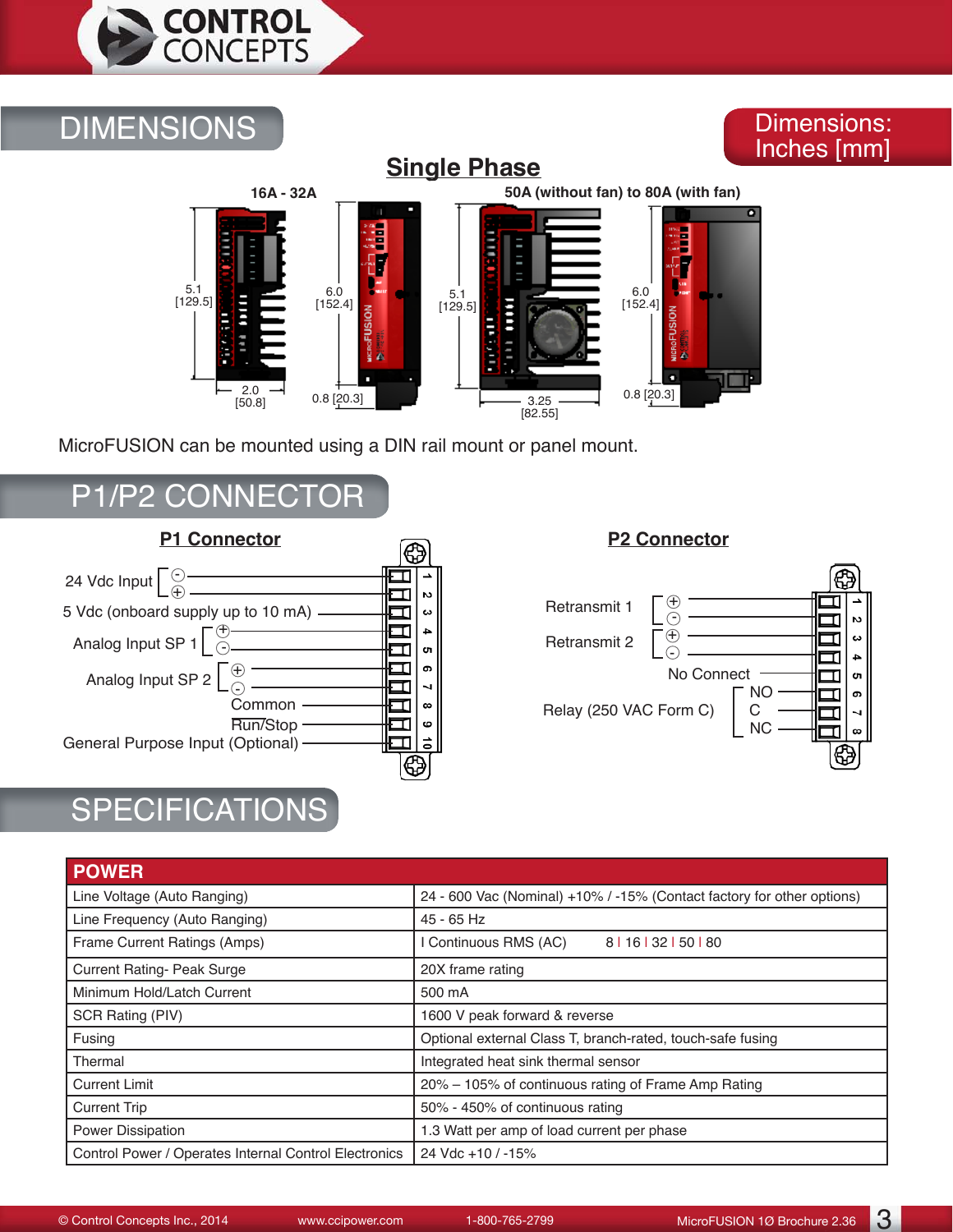## DIMENSIONS

Dimensions: Inches [mm]

### Single Phase

16A - 32A

5.1 [129.5]

6.0 [152.4]

2.0 [50.8]

0.8 [20.3]

50A (without fan) to 80A (with fan)

5.1 [129.5]

6.0 [152.4]

3.25 [82.55]

0.8 [20.3]

MicroFUSION can be mounted using a DIN rail mount or panel mount.

## P1/P2 CONNECTOR

### P1 Connector

| Pin | Function |
|---|---|
| 1 | 24 Vdc Input (-) |
| 2 | 24 Vdc Input (+) |
| 3 | 5 Vdc (onboard supply up to 10 mA) |
| 4 | Analog Input SP 1 (+) |
| 5 | Analog Input SP 1 (-) |
| 6 | Analog Input SP 2 (+) |
| 7 | Analog Input SP 2 (-) |
| 8 | Common |
| 9 | Run/Stop |
| 10 | General Purpose Input (Optional) |

### P2 Connector

| Pin | Function |
|---|---|
| 1 | Retransmit 1 (+) |
| 2 | Retransmit 1 (-) |
| 3 | Retransmit 2 (+) |
| 4 | Retransmit 2 (-) |
| 5 | No Connect |
| 6 | Relay (250 VAC Form C) NO |
| 7 | Relay (250 VAC Form C) C |
| 8 | Relay (250 VAC Form C) NC |

## SPECIFICATIONS

| POWER | |
|---|---|
| Line Voltage (Auto Ranging) | 24 - 600 Vac (Nominal) +10% / -15% (Contact factory for other options) |
| Line Frequency (Auto Ranging) | 45 - 65 Hz |
| Frame Current Ratings (Amps) | I Continuous RMS (AC) 8 \| 16 \| 32 \| 50 \| 80 |
| Current Rating- Peak Surge | 20X frame rating |
| Minimum Hold/Latch Current | 500 mA |
| SCR Rating (PIV) | 1600 V peak forward & reverse |
| Fusing | Optional external Class T, branch-rated, touch-safe fusing |
| Thermal | Integrated heat sink thermal sensor |
| Current Limit | 20% – 105% of continuous rating of Frame Amp Rating |
| Current Trip | 50% - 450% of continuous rating |
| Power Dissipation | 1.3 Watt per amp of load current per phase |
| Control Power / Operates Internal Control Electronics | 24 Vdc +10 / -15% |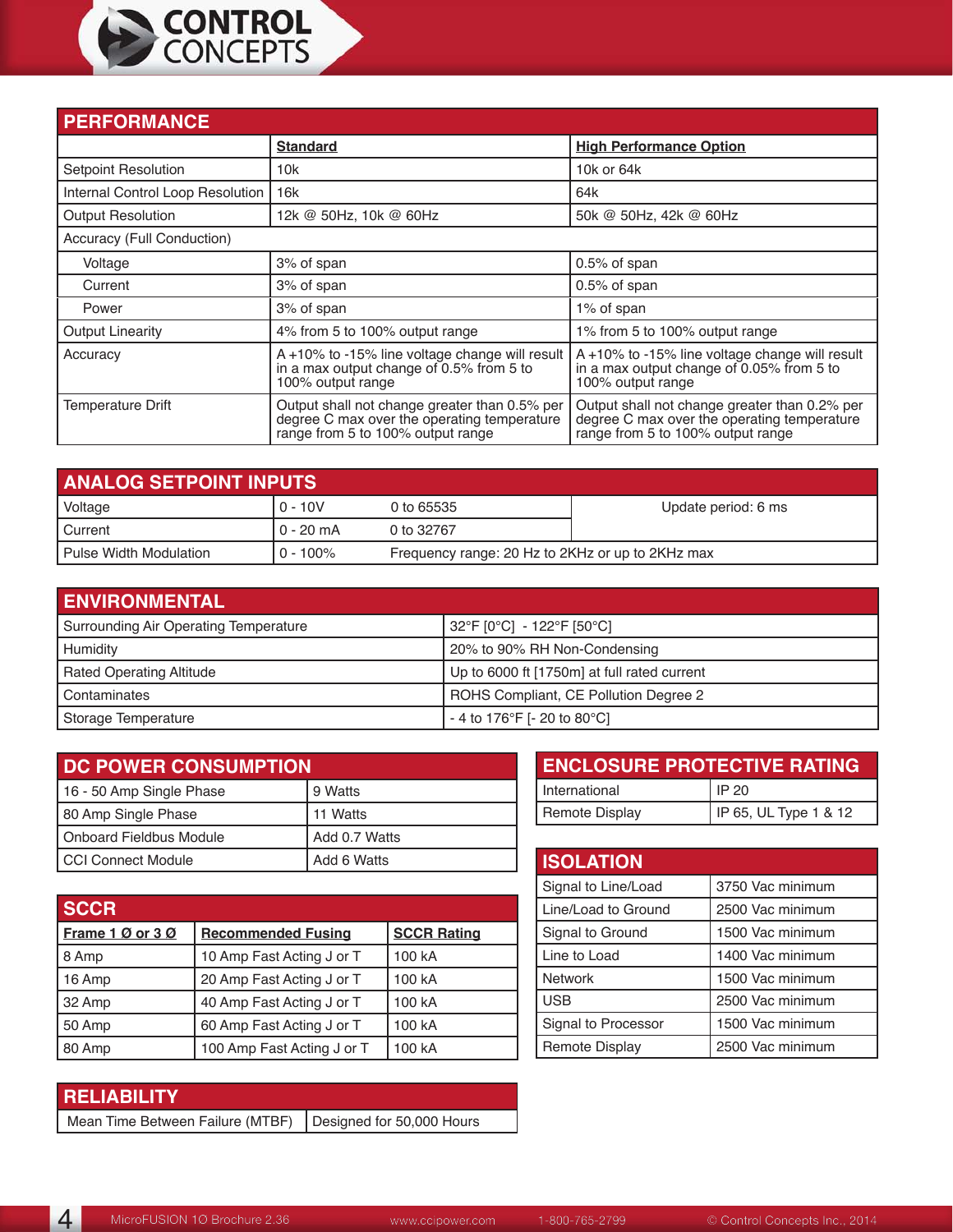## PERFORMANCE

| | Standard | High Performance Option |
|---|---|---|
| Setpoint Resolution | 10k | 10k or 64k |
| Internal Control Loop Resolution | 16k | 64k |
| Output Resolution | 12k @ 50Hz, 10k @ 60Hz | 50k @ 50Hz, 42k @ 60Hz |
| Accuracy (Full Conduction) | | |
| Voltage | 3% of span | 0.5% of span |
| Current | 3% of span | 0.5% of span |
| Power | 3% of span | 1% of span |
| Output Linearity | 4% from 5 to 100% output range | 1% from 5 to 100% output range |
| Accuracy | A +10% to -15% line voltage change will result in a max output change of 0.5% from 5 to 100% output range | A +10% to -15% line voltage change will result in a max output change of 0.05% from 5 to 100% output range |
| Temperature Drift | Output shall not change greater than 0.5% per degree C max over the operating temperature range from 5 to 100% output range | Output shall not change greater than 0.2% per degree C max over the operating temperature range from 5 to 100% output range |

## ANALOG SETPOINT INPUTS

| | | | |
|---|---|---|---|
| Voltage | 0 - 10V | 0 to 65535 | Update period: 6 ms |
| Current | 0 - 20 mA | 0 to 32767 | |
| Pulse Width Modulation | 0 - 100% | Frequency range: 20 Hz to 2KHz or up to 2KHz max | |

## ENVIRONMENTAL

| | |
|---|---|
| Surrounding Air Operating Temperature | 32°F [0°C] - 122°F [50°C] |
| Humidity | 20% to 90% RH Non-Condensing |
| Rated Operating Altitude | Up to 6000 ft [1750m] at full rated current |
| Contaminates | ROHS Compliant, CE Pollution Degree 2 |
| Storage Temperature | - 4 to 176°F [- 20 to 80°C] |

## DC POWER CONSUMPTION

| | |
|---|---|
| 16 - 50 Amp Single Phase | 9 Watts |
| 80 Amp Single Phase | 11 Watts |
| Onboard Fieldbus Module | Add 0.7 Watts |
| CCI Connect Module | Add 6 Watts |

## SCCR

| Frame 1 Ø or 3 Ø | Recommended Fusing | SCCR Rating |
|---|---|---|
| 8 Amp | 10 Amp Fast Acting J or T | 100 kA |
| 16 Amp | 20 Amp Fast Acting J or T | 100 kA |
| 32 Amp | 40 Amp Fast Acting J or T | 100 kA |
| 50 Amp | 60 Amp Fast Acting J or T | 100 kA |
| 80 Amp | 100 Amp Fast Acting J or T | 100 kA |

## RELIABILITY

| | |
|---|---|
| Mean Time Between Failure (MTBF) | Designed for 50,000 Hours |

## ENCLOSURE PROTECTIVE RATING

| | |
|---|---|
| International | IP 20 |
| Remote Display | IP 65, UL Type 1 & 12 |

## ISOLATION

| | |
|---|---|
| Signal to Line/Load | 3750 Vac minimum |
| Line/Load to Ground | 2500 Vac minimum |
| Signal to Ground | 1500 Vac minimum |
| Line to Load | 1400 Vac minimum |
| Network | 1500 Vac minimum |
| USB | 2500 Vac minimum |
| Signal to Processor | 1500 Vac minimum |
| Remote Display | 2500 Vac minimum |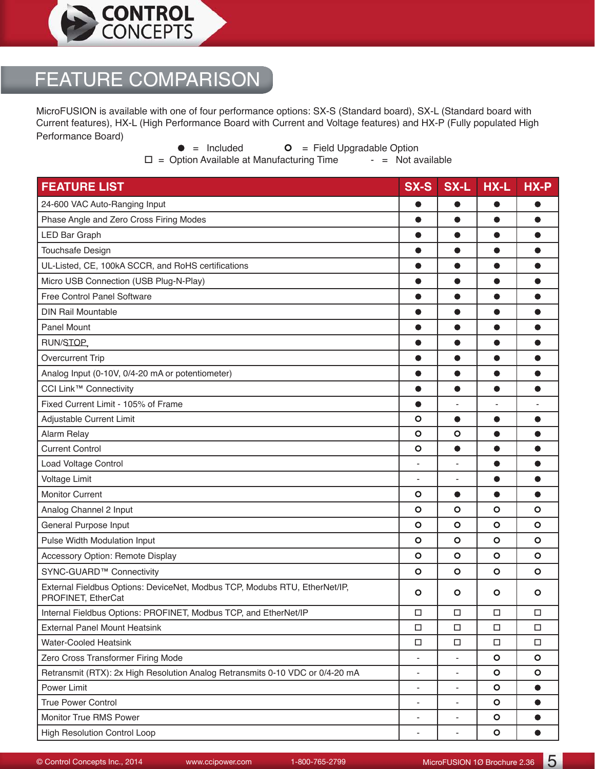# FEATURE COMPARISON

MicroFUSION is available with one of four performance options: SX-S (Standard board), SX-L (Standard board with Current features), HX-L (High Performance Board with Current and Voltage features) and HX-P (Fully populated High Performance Board)

● = Included ○ = Field Upgradable Option
☐ = Option Available at Manufacturing Time - = Not available

| FEATURE LIST | SX-S | SX-L | HX-L | HX-P |
|---|---|---|---|---|
| 24-600 VAC Auto-Ranging Input | ● | ● | ● | ● |
| Phase Angle and Zero Cross Firing Modes | ● | ● | ● | ● |
| LED Bar Graph | ● | ● | ● | ● |
| Touchsafe Design | ● | ● | ● | ● |
| UL-Listed, CE, 100kA SCCR, and RoHS certifications | ● | ● | ● | ● |
| Micro USB Connection (USB Plug-N-Play) | ● | ● | ● | ● |
| Free Control Panel Software | ● | ● | ● | ● |
| DIN Rail Mountable | ● | ● | ● | ● |
| Panel Mount | ● | ● | ● | ● |
| RUN/STOP | ● | ● | ● | ● |
| Overcurrent Trip | ● | ● | ● | ● |
| Analog Input (0-10V, 0/4-20 mA or potentiometer) | ● | ● | ● | ● |
| CCI Link™ Connectivity | ● | ● | ● | ● |
| Fixed Current Limit - 105% of Frame | ● | - | - | - |
| Adjustable Current Limit | ○ | ● | ● | ● |
| Alarm Relay | ○ | ○ | ● | ● |
| Current Control | ○ | ● | ● | ● |
| Load Voltage Control | - | - | ● | ● |
| Voltage Limit | - | - | ● | ● |
| Monitor Current | ○ | ● | ● | ● |
| Analog Channel 2 Input | ○ | ○ | ○ | ○ |
| General Purpose Input | ○ | ○ | ○ | ○ |
| Pulse Width Modulation Input | ○ | ○ | ○ | ○ |
| Accessory Option: Remote Display | ○ | ○ | ○ | ○ |
| SYNC-GUARD™ Connectivity | ○ | ○ | ○ | ○ |
| External Fieldbus Options: DeviceNet, Modbus TCP, Modubs RTU, EtherNet/IP, PROFINET, EtherCat | ○ | ○ | ○ | ○ |
| Internal Fieldbus Options: PROFINET, Modbus TCP, and EtherNet/IP | ☐ | ☐ | ☐ | ☐ |
| External Panel Mount Heatsink | ☐ | ☐ | ☐ | ☐ |
| Water-Cooled Heatsink | ☐ | ☐ | ☐ | ☐ |
| Zero Cross Transformer Firing Mode | - | - | ○ | ○ |
| Retransmit (RTX): 2x High Resolution Analog Retransmits 0-10 VDC or 0/4-20 mA | - | - | ○ | ○ |
| Power Limit | - | - | ○ | ● |
| True Power Control | - | - | ○ | ● |
| Monitor True RMS Power | - | - | ○ | ● |
| High Resolution Control Loop | - | - | ○ | ● |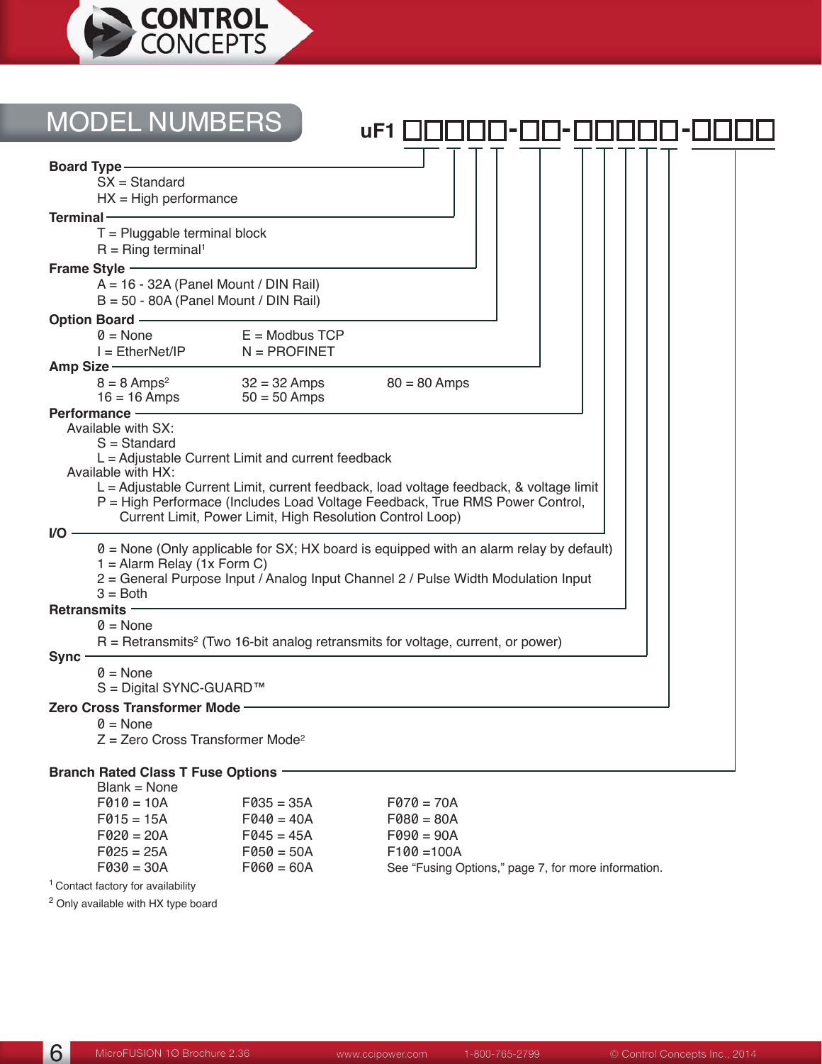# MODEL NUMBERS

**uF1 □□□□□-□□-□□□□□-□□□□**

**Board Type**
- SX = Standard
- HX = High performance

**Terminal**
- T = Pluggable terminal block
- R = Ring terminal[1]

**Frame Style**
- A = 16 - 32A (Panel Mount / DIN Rail)
- B = 50 - 80A (Panel Mount / DIN Rail)

**Option Board**

| | |
|---|---|
| 0 = None | E = Modbus TCP |
| I = EtherNet/IP | N = PROFINET |

**Amp Size**

| | | |
|---|---|---|
| 8 = 8 Amps[2] | 32 = 32 Amps | 80 = 80 Amps |
| 16 = 16 Amps | 50 = 50 Amps | |

**Performance**

Available with SX:
- S = Standard
- L = Adjustable Current Limit and current feedback

Available with HX:
- L = Adjustable Current Limit, current feedback, load voltage feedback, & voltage limit
- P = High Performance (Includes Load Voltage Feedback, True RMS Power Control, Current Limit, Power Limit, High Resolution Control Loop)

**I/O**
- 0 = None (Only applicable for SX; HX board is equipped with an alarm relay by default)
- 1 = Alarm Relay (1x Form C)
- 2 = General Purpose Input / Analog Input Channel 2 / Pulse Width Modulation Input
- 3 = Both

**Retransmits**
- 0 = None
- R = Retransmits[2] (Two 16-bit analog retransmits for voltage, current, or power)

**Sync**
- 0 = None
- S = Digital SYNC-GUARD™

**Zero Cross Transformer Mode**
- 0 = None
- Z = Zero Cross Transformer Mode[2]

**Branch Rated Class T Fuse Options**

Blank = None

| | | |
|---|---|---|
| F010 = 10A | F035 = 35A | F070 = 70A |
| F015 = 15A | F040 = 40A | F080 = 80A |
| F020 = 20A | F045 = 45A | F090 = 90A |
| F025 = 25A | F050 = 50A | F100 =100A |
| F030 = 30A | F060 = 60A | See "Fusing Options," page 7, for more information. |

[1] Contact factory for availability

[2] Only available with HX type board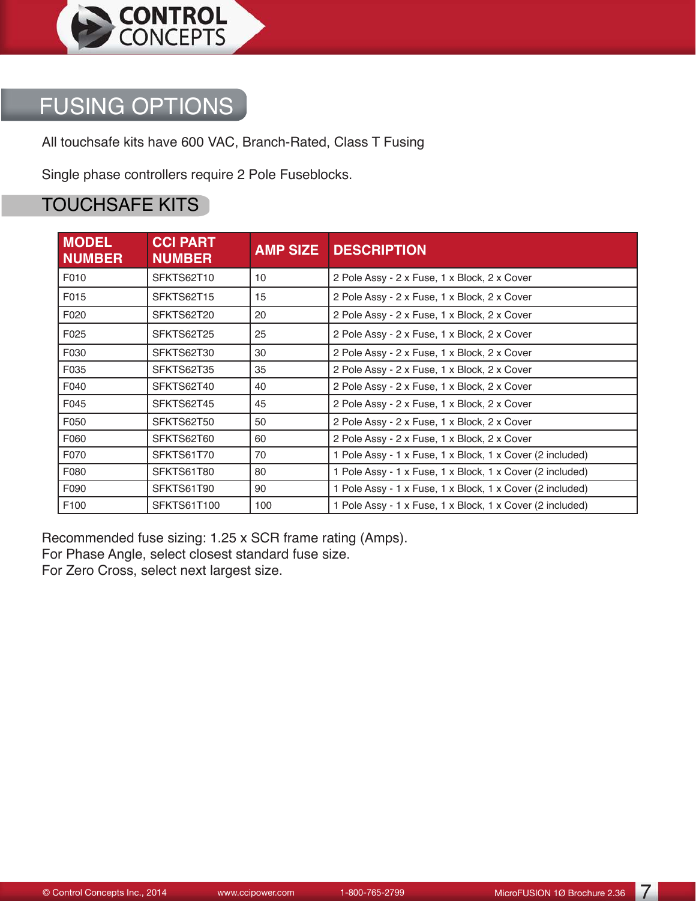# FUSING OPTIONS

All touchsafe kits have 600 VAC, Branch-Rated, Class T Fusing

Single phase controllers require 2 Pole Fuseblocks.

## TOUCHSAFE KITS

| MODEL NUMBER | CCI PART NUMBER | AMP SIZE | DESCRIPTION |
|---|---|---|---|
| F010 | SFKTS62T10 | 10 | 2 Pole Assy - 2 x Fuse, 1 x Block, 2 x Cover |
| F015 | SFKTS62T15 | 15 | 2 Pole Assy - 2 x Fuse, 1 x Block, 2 x Cover |
| F020 | SFKTS62T20 | 20 | 2 Pole Assy - 2 x Fuse, 1 x Block, 2 x Cover |
| F025 | SFKTS62T25 | 25 | 2 Pole Assy - 2 x Fuse, 1 x Block, 2 x Cover |
| F030 | SFKTS62T30 | 30 | 2 Pole Assy - 2 x Fuse, 1 x Block, 2 x Cover |
| F035 | SFKTS62T35 | 35 | 2 Pole Assy - 2 x Fuse, 1 x Block, 2 x Cover |
| F040 | SFKTS62T40 | 40 | 2 Pole Assy - 2 x Fuse, 1 x Block, 2 x Cover |
| F045 | SFKTS62T45 | 45 | 2 Pole Assy - 2 x Fuse, 1 x Block, 2 x Cover |
| F050 | SFKTS62T50 | 50 | 2 Pole Assy - 2 x Fuse, 1 x Block, 2 x Cover |
| F060 | SFKTS62T60 | 60 | 2 Pole Assy - 2 x Fuse, 1 x Block, 2 x Cover |
| F070 | SFKTS61T70 | 70 | 1 Pole Assy - 1 x Fuse, 1 x Block, 1 x Cover (2 included) |
| F080 | SFKTS61T80 | 80 | 1 Pole Assy - 1 x Fuse, 1 x Block, 1 x Cover (2 included) |
| F090 | SFKTS61T90 | 90 | 1 Pole Assy - 1 x Fuse, 1 x Block, 1 x Cover (2 included) |
| F100 | SFKTS61T100 | 100 | 1 Pole Assy - 1 x Fuse, 1 x Block, 1 x Cover (2 included) |

Recommended fuse sizing: 1.25 x SCR frame rating (Amps).
For Phase Angle, select closest standard fuse size.
For Zero Cross, select next largest size.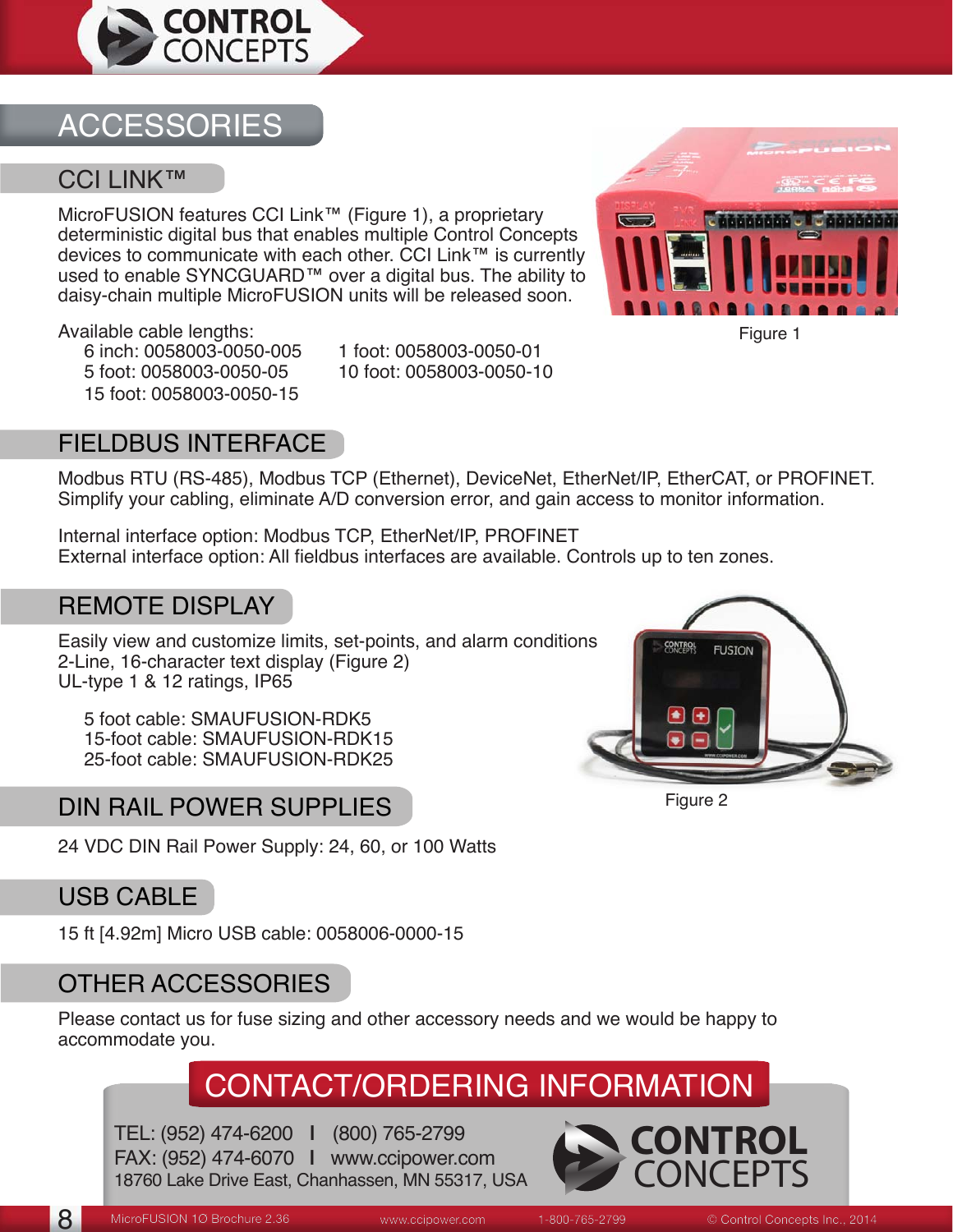# ACCESSORIES

## CCI LINK™

MicroFUSION features CCI Link™ (Figure 1), a proprietary deterministic digital bus that enables multiple Control Concepts devices to communicate with each other. CCI Link™ is currently used to enable SYNCGUARD™ over a digital bus. The ability to daisy-chain multiple MicroFUSION units will be released soon.

Figure 1

Available cable lengths:

- 6 inch: 0058003-0050-005
- 1 foot: 0058003-0050-01
- 5 foot: 0058003-0050-05
- 10 foot: 0058003-0050-10
- 15 foot: 0058003-0050-15

## FIELDBUS INTERFACE

Modbus RTU (RS-485), Modbus TCP (Ethernet), DeviceNet, EtherNet/IP, EtherCAT, or PROFINET. Simplify your cabling, eliminate A/D conversion error, and gain access to monitor information.

Internal interface option: Modbus TCP, EtherNet/IP, PROFINET
External interface option: All fieldbus interfaces are available. Controls up to ten zones.

## REMOTE DISPLAY

Easily view and customize limits, set-points, and alarm conditions
2-Line, 16-character text display (Figure 2)
UL-type 1 & 12 ratings, IP65

- 5 foot cable: SMAUFUSION-RDK5
- 15-foot cable: SMAUFUSION-RDK15
- 25-foot cable: SMAUFUSION-RDK25

Figure 2

## DIN RAIL POWER SUPPLIES

24 VDC DIN Rail Power Supply: 24, 60, or 100 Watts

## USB CABLE

15 ft [4.92m] Micro USB cable: 0058006-0000-15

## OTHER ACCESSORIES

Please contact us for fuse sizing and other accessory needs and we would be happy to accommodate you.

## CONTACT/ORDERING INFORMATION

TEL: (952) 474-6200 | (800) 765-2799
FAX: (952) 474-6070 | www.ccipower.com
18760 Lake Drive East, Chanhassen, MN 55317, USA

CONTROL CONCEPTS